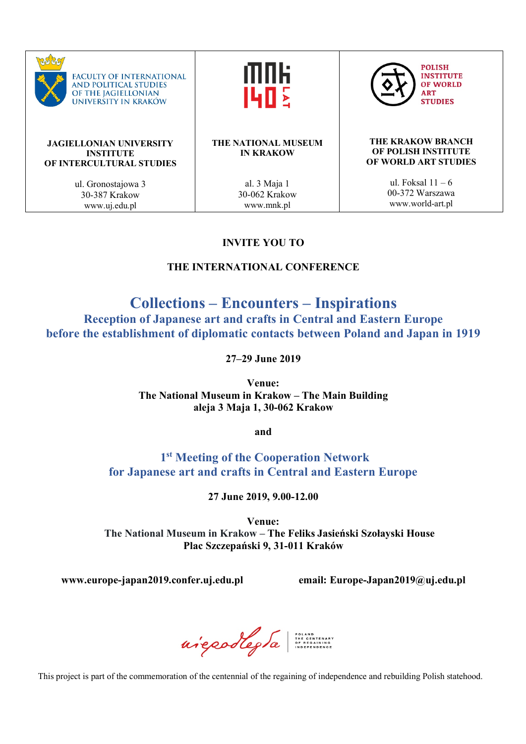| FACULTY OF INTERNATIONAL AND POLITICAL STUDIES OF THE JAGIELLONIAN UNIVERSITY IN KRAKÓW | MNK 140 LAT | POLISH INSTITUTE OF WORLD ART STUDIES |
| --- | --- | --- |
| **JAGIELLONIAN UNIVERSITY INSTITUTE OF INTERCULTURAL STUDIES** | **THE NATIONAL MUSEUM IN KRAKOW** | **THE KRAKOW BRANCH OF POLISH INSTITUTE OF WORLD ART STUDIES** |
| ul. Gronostajowa 3<br>30-387 Krakow<br>www.uj.edu.pl | al. 3 Maja 1<br>30-062 Krakow<br>www.mnk.pl | ul. Foksal 11 – 6<br>00-372 Warszawa<br>www.world-art.pl |

**INVITE YOU TO**

**THE INTERNATIONAL CONFERENCE**

# Collections – Encounters – Inspirations

## Reception of Japanese art and crafts in Central and Eastern Europe before the establishment of diplomatic contacts between Poland and Japan in 1919

**27–29 June 2019**

**Venue:**
**The National Museum in Krakow – The Main Building**
**aleja 3 Maja 1, 30-062 Krakow**

**and**

## 1st Meeting of the Cooperation Network for Japanese art and crafts in Central and Eastern Europe

**27 June 2019, 9.00-12.00**

**Venue:**
**The National Museum in Krakow – The Feliks Jasieński Szołayski House**
**Plac Szczepański 9, 31-011 Kraków**

**www.europe-japan2019.confer.uj.edu.pl** **email: Europe-Japan2019@uj.edu.pl**

niepodległa | POLAND THE CENTENARY OF REGAINING INDEPENDENCE

This project is part of the commemoration of the centennial of the regaining of independence and rebuilding Polish statehood.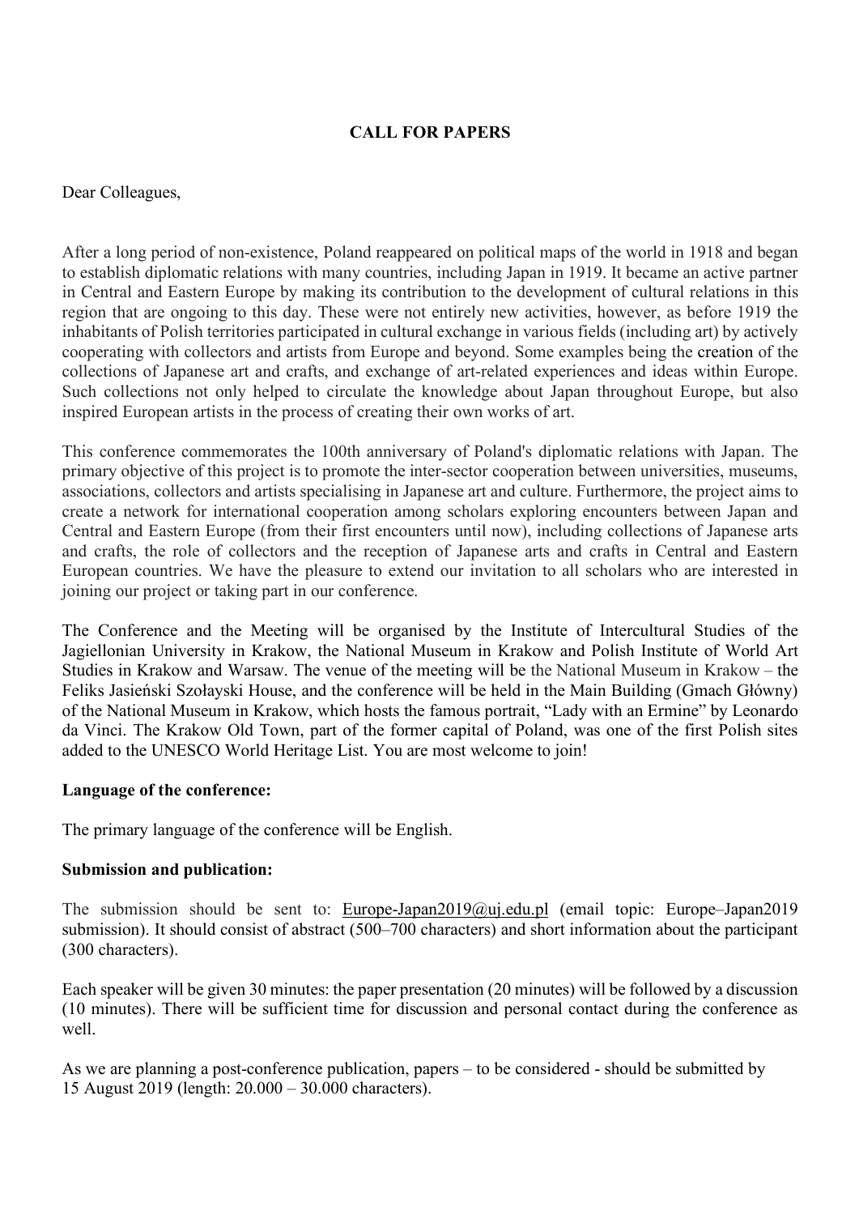**CALL FOR PAPERS**

Dear Colleagues,

After a long period of non-existence, Poland reappeared on political maps of the world in 1918 and began to establish diplomatic relations with many countries, including Japan in 1919. It became an active partner in Central and Eastern Europe by making its contribution to the development of cultural relations in this region that are ongoing to this day. These were not entirely new activities, however, as before 1919 the inhabitants of Polish territories participated in cultural exchange in various fields (including art) by actively cooperating with collectors and artists from Europe and beyond. Some examples being the creation of the collections of Japanese art and crafts, and exchange of art-related experiences and ideas within Europe. Such collections not only helped to circulate the knowledge about Japan throughout Europe, but also inspired European artists in the process of creating their own works of art.

This conference commemorates the 100th anniversary of Poland's diplomatic relations with Japan. The primary objective of this project is to promote the inter-sector cooperation between universities, museums, associations, collectors and artists specialising in Japanese art and culture. Furthermore, the project aims to create a network for international cooperation among scholars exploring encounters between Japan and Central and Eastern Europe (from their first encounters until now), including collections of Japanese arts and crafts, the role of collectors and the reception of Japanese arts and crafts in Central and Eastern European countries. We have the pleasure to extend our invitation to all scholars who are interested in joining our project or taking part in our conference.

The Conference and the Meeting will be organised by the Institute of Intercultural Studies of the Jagiellonian University in Krakow, the National Museum in Krakow and Polish Institute of World Art Studies in Krakow and Warsaw. The venue of the meeting will be the National Museum in Krakow – the Feliks Jasieński Szołayski House, and the conference will be held in the Main Building (Gmach Główny) of the National Museum in Krakow, which hosts the famous portrait, "Lady with an Ermine" by Leonardo da Vinci. The Krakow Old Town, part of the former capital of Poland, was one of the first Polish sites added to the UNESCO World Heritage List. You are most welcome to join!

**Language of the conference:**

The primary language of the conference will be English.

**Submission and publication:**

The submission should be sent to: Europe-Japan2019@uj.edu.pl (email topic: Europe–Japan2019 submission). It should consist of abstract (500–700 characters) and short information about the participant (300 characters).

Each speaker will be given 30 minutes: the paper presentation (20 minutes) will be followed by a discussion (10 minutes). There will be sufficient time for discussion and personal contact during the conference as well.

As we are planning a post-conference publication, papers – to be considered - should be submitted by 15 August 2019 (length: 20.000 – 30.000 characters).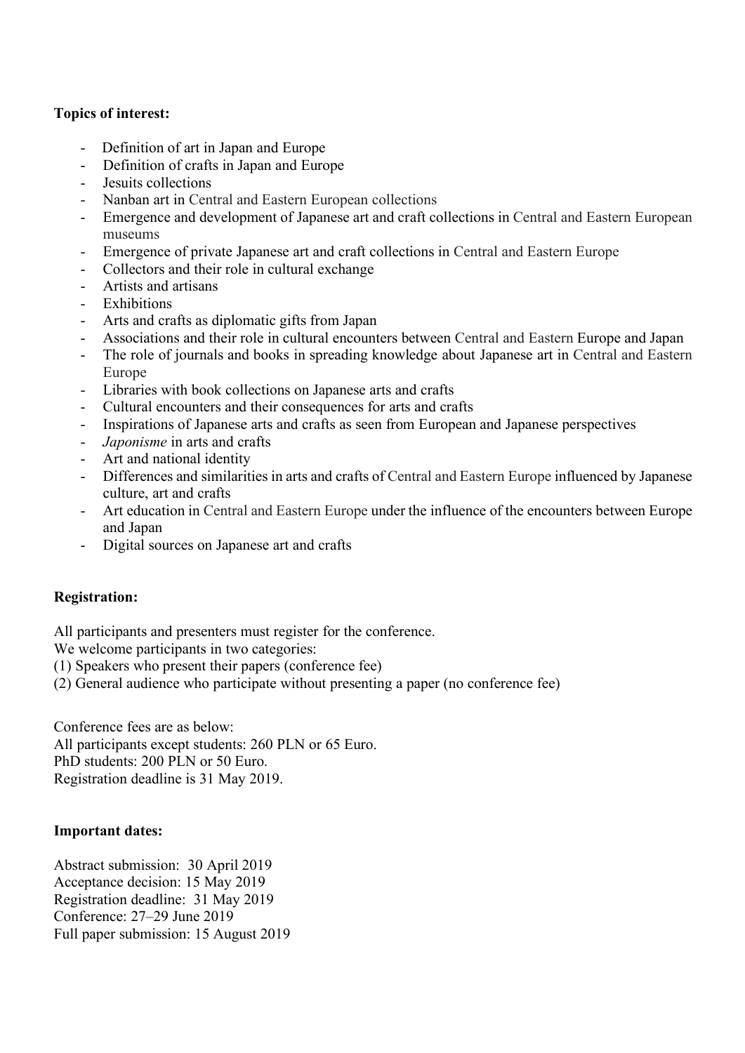**Topics of interest:**

- Definition of art in Japan and Europe
- Definition of crafts in Japan and Europe
- Jesuits collections
- Nanban art in Central and Eastern European collections
- Emergence and development of Japanese art and craft collections in Central and Eastern European museums
- Emergence of private Japanese art and craft collections in Central and Eastern Europe
- Collectors and their role in cultural exchange
- Artists and artisans
- Exhibitions
- Arts and crafts as diplomatic gifts from Japan
- Associations and their role in cultural encounters between Central and Eastern Europe and Japan
- The role of journals and books in spreading knowledge about Japanese art in Central and Eastern Europe
- Libraries with book collections on Japanese arts and crafts
- Cultural encounters and their consequences for arts and crafts
- Inspirations of Japanese arts and crafts as seen from European and Japanese perspectives
- *Japonisme* in arts and crafts
- Art and national identity
- Differences and similarities in arts and crafts of Central and Eastern Europe influenced by Japanese culture, art and crafts
- Art education in Central and Eastern Europe under the influence of the encounters between Europe and Japan
- Digital sources on Japanese art and crafts

**Registration:**

All participants and presenters must register for the conference.
We welcome participants in two categories:
(1) Speakers who present their papers (conference fee)
(2) General audience who participate without presenting a paper (no conference fee)

Conference fees are as below:
All participants except students: 260 PLN or 65 Euro.
PhD students: 200 PLN or 50 Euro.
Registration deadline is 31 May 2019.

**Important dates:**

Abstract submission: 30 April 2019
Acceptance decision: 15 May 2019
Registration deadline: 31 May 2019
Conference: 27–29 June 2019
Full paper submission: 15 August 2019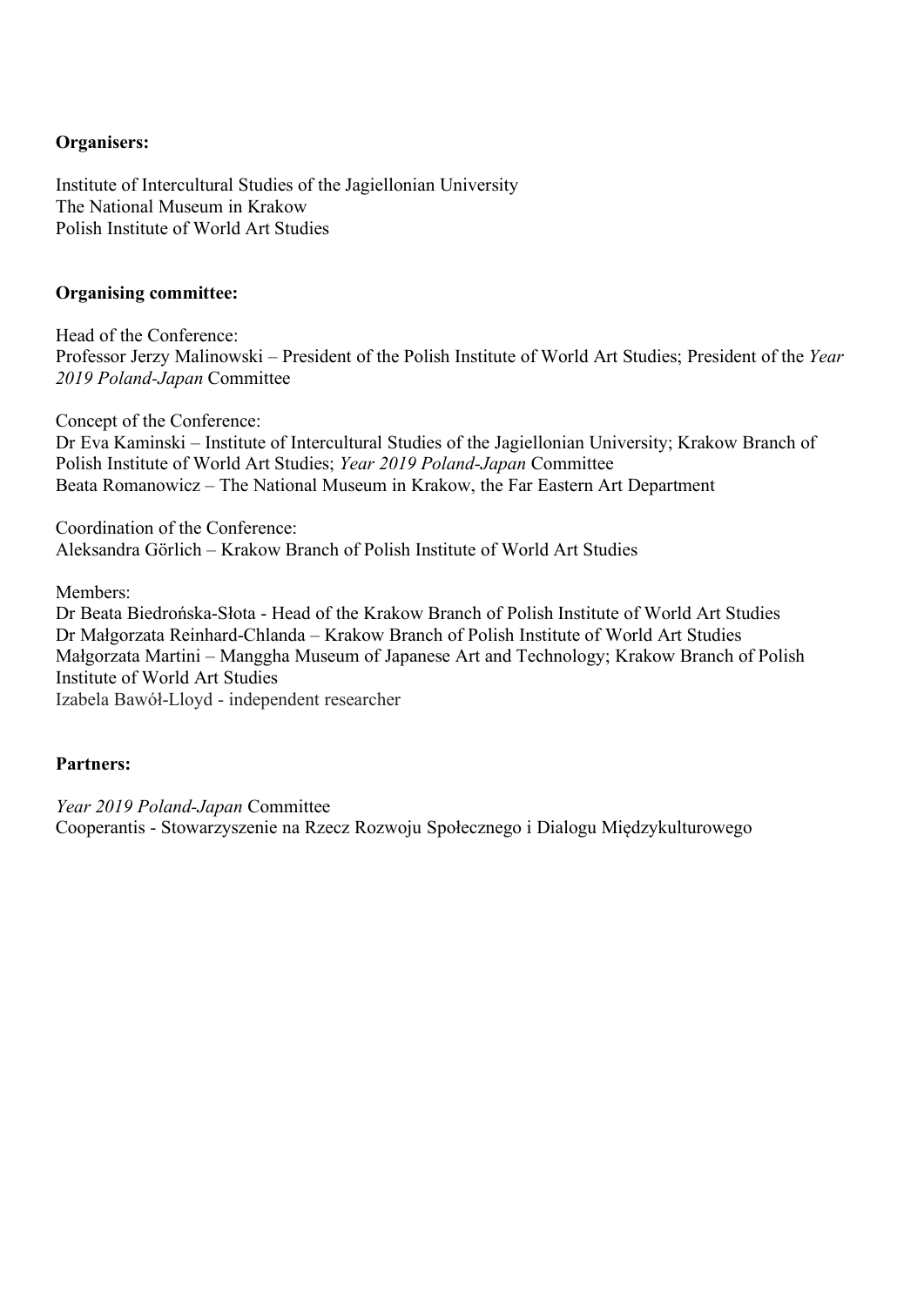**Organisers:**

Institute of Intercultural Studies of the Jagiellonian University
The National Museum in Krakow
Polish Institute of World Art Studies

**Organising committee:**

Head of the Conference:
Professor Jerzy Malinowski – President of the Polish Institute of World Art Studies; President of the *Year 2019 Poland-Japan* Committee

Concept of the Conference:
Dr Eva Kaminski – Institute of Intercultural Studies of the Jagiellonian University; Krakow Branch of Polish Institute of World Art Studies; *Year 2019 Poland-Japan* Committee
Beata Romanowicz – The National Museum in Krakow, the Far Eastern Art Department

Coordination of the Conference:
Aleksandra Görlich – Krakow Branch of Polish Institute of World Art Studies

Members:
Dr Beata Biedrońska-Słota - Head of the Krakow Branch of Polish Institute of World Art Studies
Dr Małgorzata Reinhard-Chlanda – Krakow Branch of Polish Institute of World Art Studies
Małgorzata Martini – Manggha Museum of Japanese Art and Technology; Krakow Branch of Polish Institute of World Art Studies
Izabela Bawół-Lloyd - independent researcher

**Partners:**

*Year 2019 Poland-Japan* Committee
Cooperantis - Stowarzyszenie na Rzecz Rozwoju Społecznego i Dialogu Międzykulturowego